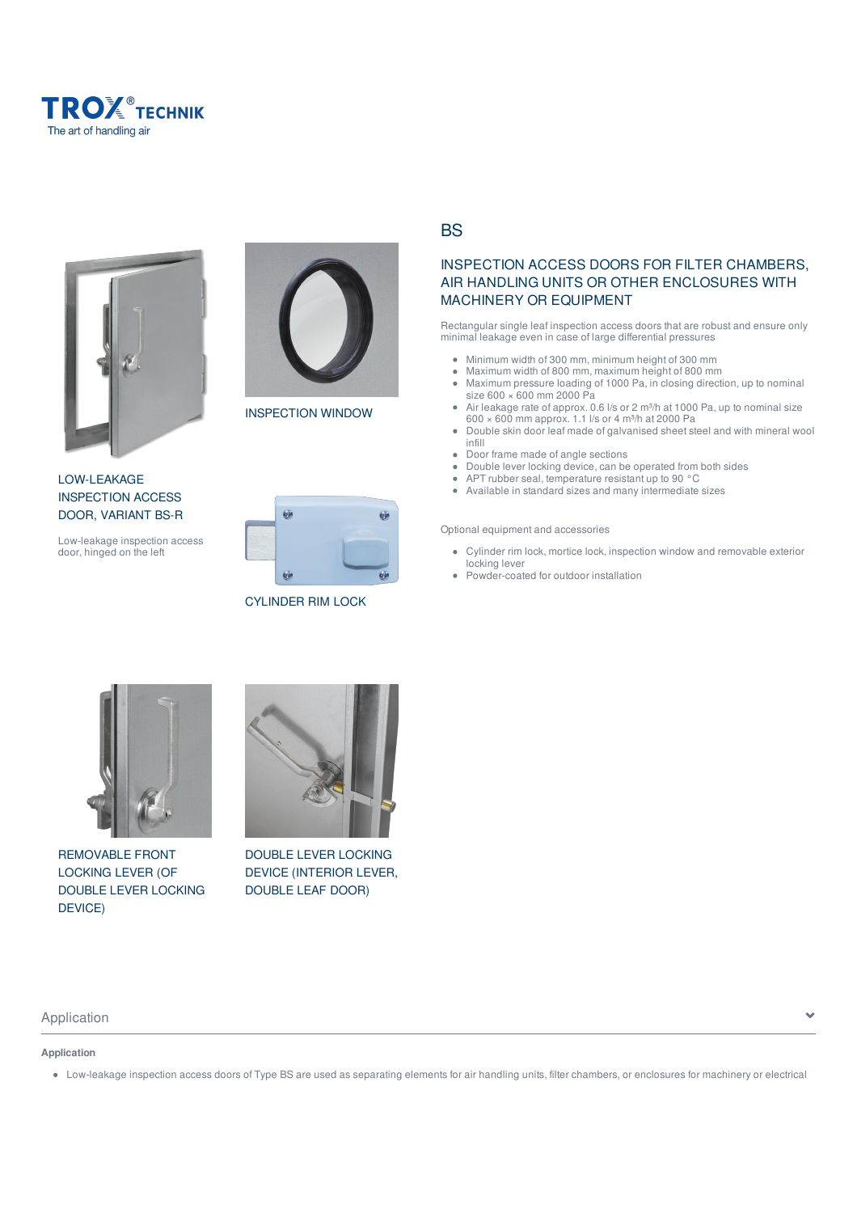TROX® TECHNIK
The art of handling air

LOW-LEAKAGE INSPECTION ACCESS DOOR, VARIANT BS-R

Low-leakage inspection access door, hinged on the left

INSPECTION WINDOW

CYLINDER RIM LOCK

REMOVABLE FRONT LOCKING LEVER (OF DOUBLE LEVER LOCKING DEVICE)

DOUBLE LEVER LOCKING DEVICE (INTERIOR LEVER, DOUBLE LEAF DOOR)

# BS

## INSPECTION ACCESS DOORS FOR FILTER CHAMBERS, AIR HANDLING UNITS OR OTHER ENCLOSURES WITH MACHINERY OR EQUIPMENT

Rectangular single leaf inspection access doors that are robust and ensure only minimal leakage even in case of large differential pressures

- Minimum width of 300 mm, minimum height of 300 mm
- Maximum width of 800 mm, maximum height of 800 mm
- Maximum pressure loading of 1000 Pa, in closing direction, up to nominal size 600 × 600 mm 2000 Pa
- Air leakage rate of approx. 0.6 l/s or 2 m³/h at 1000 Pa, up to nominal size 600 × 600 mm approx. 1.1 l/s or 4 m³/h at 2000 Pa
- Double skin door leaf made of galvanised sheet steel and with mineral wool infill
- Door frame made of angle sections
- Double lever locking device, can be operated from both sides
- APT rubber seal, temperature resistant up to 90 °C
- Available in standard sizes and many intermediate sizes

Optional equipment and accessories

- Cylinder rim lock, mortice lock, inspection window and removable exterior locking lever
- Powder-coated for outdoor installation

## Application

**Application**

- Low-leakage inspection access doors of Type BS are used as separating elements for air handling units, filter chambers, or enclosures for machinery or electrical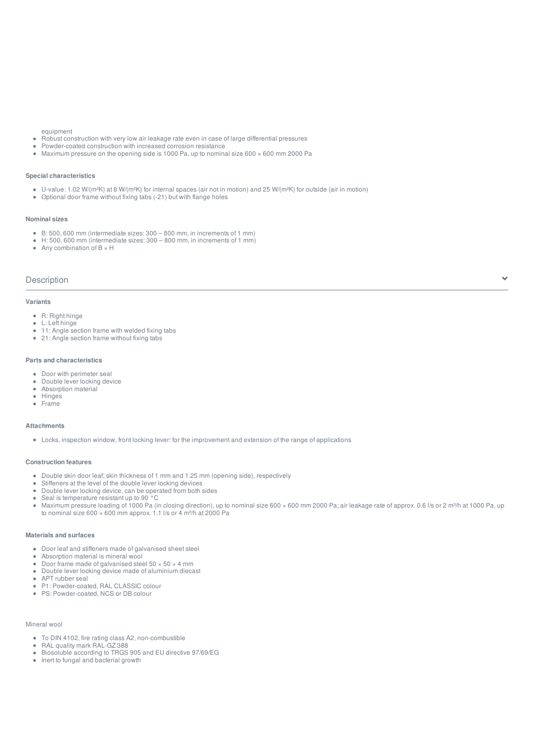equipment

- Robust construction with very low air leakage rate even in case of large differential pressures
- Powder-coated construction with increased corrosion resistance
- Maximum pressure on the opening side is 1000 Pa, up to nominal size 600 × 600 mm 2000 Pa

**Special characteristics**

- U-value: 1.02 W/(m²K) at 8 W/(m²K) for internal spaces (air not in motion) and 25 W/(m²K) for outside (air in motion)
- Optional door frame without fixing tabs (-21) but with flange holes

**Nominal sizes**

- B: 500, 600 mm (intermediate sizes: 300 – 800 mm, in increments of 1 mm)
- H: 500, 600 mm (intermediate sizes: 300 – 800 mm, in increments of 1 mm)
- Any combination of B × H

## Description

**Variants**

- R: Right hinge
- L: Left hinge
- 11: Angle section frame with welded fixing tabs
- 21: Angle section frame without fixing tabs

**Parts and characteristics**

- Door with perimeter seal
- Double lever locking device
- Absorption material
- Hinges
- Frame

**Attachments**

- Locks, inspection window, front locking lever: for the improvement and extension of the range of applications

**Construction features**

- Double skin door leaf; skin thickness of 1 mm and 1.25 mm (opening side), respectively
- Stiffeners at the level of the double lever locking devices
- Double lever locking device, can be operated from both sides
- Seal is temperature resistant up to 90 °C
- Maximum pressure loading of 1000 Pa (in closing direction), up to nominal size 600 × 600 mm 2000 Pa; air leakage rate of approx. 0.6 l/s or 2 m³/h at 1000 Pa, up to nominal size 600 × 600 mm approx. 1.1 l/s or 4 m³/h at 2000 Pa

**Materials and surfaces**

- Door leaf and stiffeners made of galvanised sheet steel
- Absorption material is mineral wool
- Door frame made of galvanised steel 50 × 50 × 4 mm
- Double lever locking device made of aluminium diecast
- APT rubber seal
- P1: Powder-coated, RAL CLASSIC colour
- PS: Powder-coated, NCS or DB colour

Mineral wool

- To DIN 4102, fire rating class A2, non-combustible
- RAL quality mark RAL-GZ 388
- Biosoluble according to TRGS 905 and EU directive 97/69/EG
- Inert to fungal and bacterial growth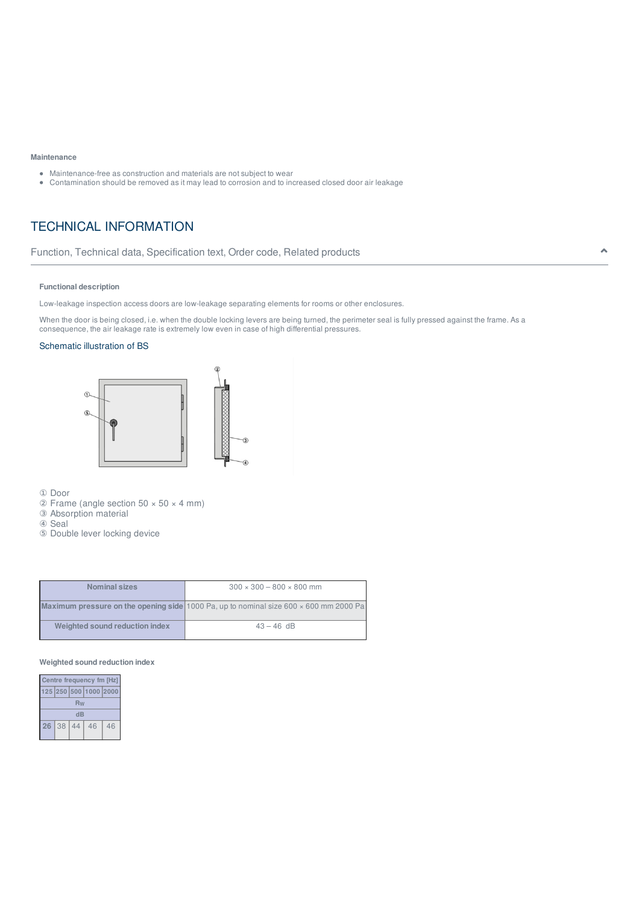**Maintenance**

- Maintenance-free as construction and materials are not subject to wear
- Contamination should be removed as it may lead to corrosion and to increased closed door air leakage

# TECHNICAL INFORMATION

## Function, Technical data, Specification text, Order code, Related products

**Functional description**

Low-leakage inspection access doors are low-leakage separating elements for rooms or other enclosures.

When the door is being closed, i.e. when the double locking levers are being turned, the perimeter seal is fully pressed against the frame. As a consequence, the air leakage rate is extremely low even in case of high differential pressures.

### Schematic illustration of BS

① Door
② Frame (angle section 50 × 50 × 4 mm)
③ Absorption material
④ Seal
⑤ Double lever locking device

| Nominal sizes | 300 × 300 – 800 × 800 mm |
|---|---|
| Maximum pressure on the opening side | 1000 Pa, up to nominal size 600 × 600 mm 2000 Pa |
| Weighted sound reduction index | 43 – 46 dB |

**Weighted sound reduction index**

| Centre frequency fm [Hz] | | | | |
|---|---|---|---|---|
| 125 | 250 | 500 | 1000 | 2000 |
| $R_w$ | | | | |
| dB | | | | |
| 26 | 38 | 44 | 46 | 46 |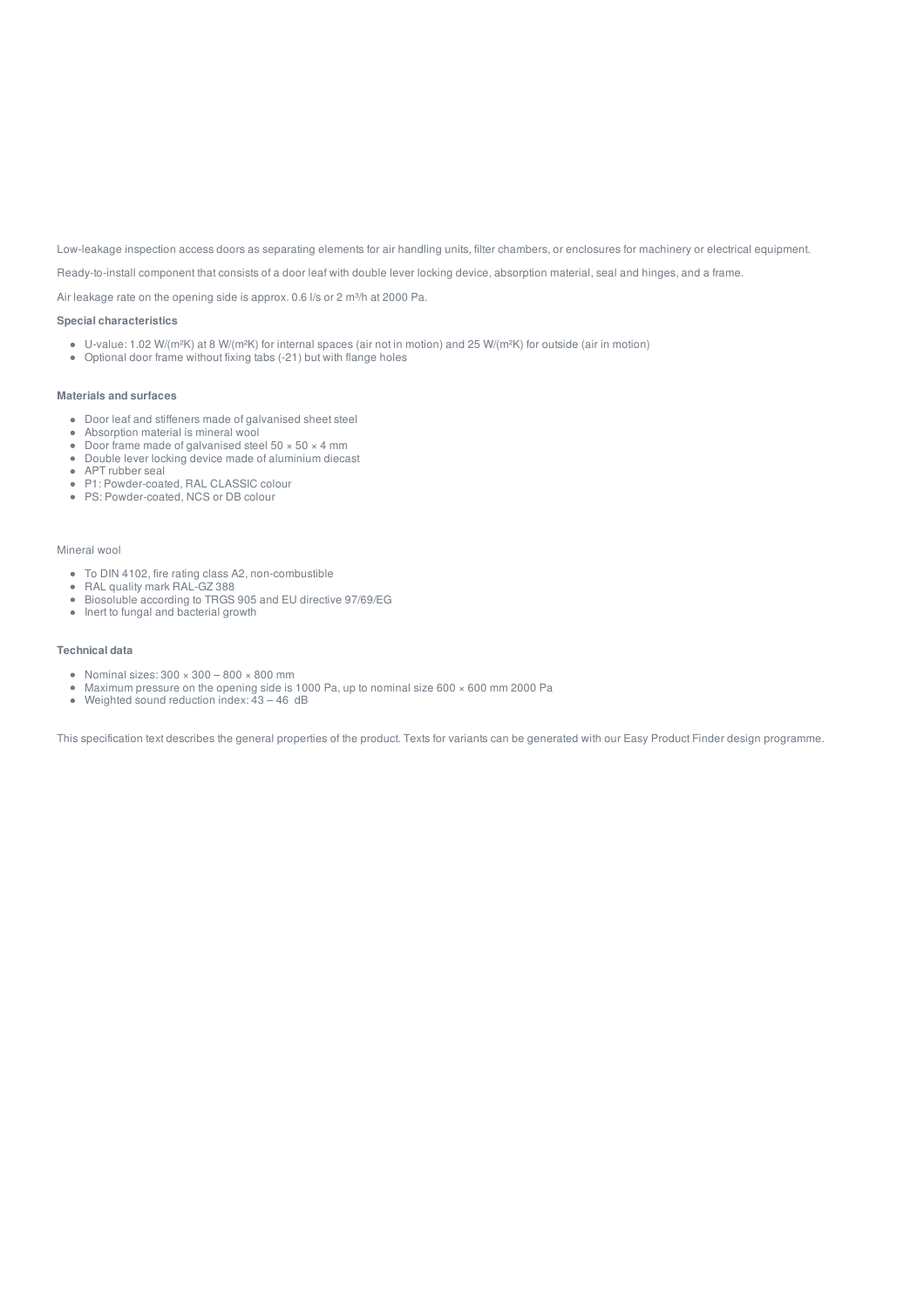Low-leakage inspection access doors as separating elements for air handling units, filter chambers, or enclosures for machinery or electrical equipment.

Ready-to-install component that consists of a door leaf with double lever locking device, absorption material, seal and hinges, and a frame.

Air leakage rate on the opening side is approx. 0.6 l/s or 2 m³/h at 2000 Pa.

**Special characteristics**

- U-value: 1.02 W/(m²K) at 8 W/(m²K) for internal spaces (air not in motion) and 25 W/(m²K) for outside (air in motion)
- Optional door frame without fixing tabs (-21) but with flange holes

**Materials and surfaces**

- Door leaf and stiffeners made of galvanised sheet steel
- Absorption material is mineral wool
- Door frame made of galvanised steel 50 × 50 × 4 mm
- Double lever locking device made of aluminium diecast
- APT rubber seal
- P1: Powder-coated, RAL CLASSIC colour
- PS: Powder-coated, NCS or DB colour

Mineral wool

- To DIN 4102, fire rating class A2, non-combustible
- RAL quality mark RAL-GZ 388
- Biosoluble according to TRGS 905 and EU directive 97/69/EG
- Inert to fungal and bacterial growth

**Technical data**

- Nominal sizes: 300 × 300 – 800 × 800 mm
- Maximum pressure on the opening side is 1000 Pa, up to nominal size 600 × 600 mm 2000 Pa
- Weighted sound reduction index: 43 – 46 dB

This specification text describes the general properties of the product. Texts for variants can be generated with our Easy Product Finder design programme.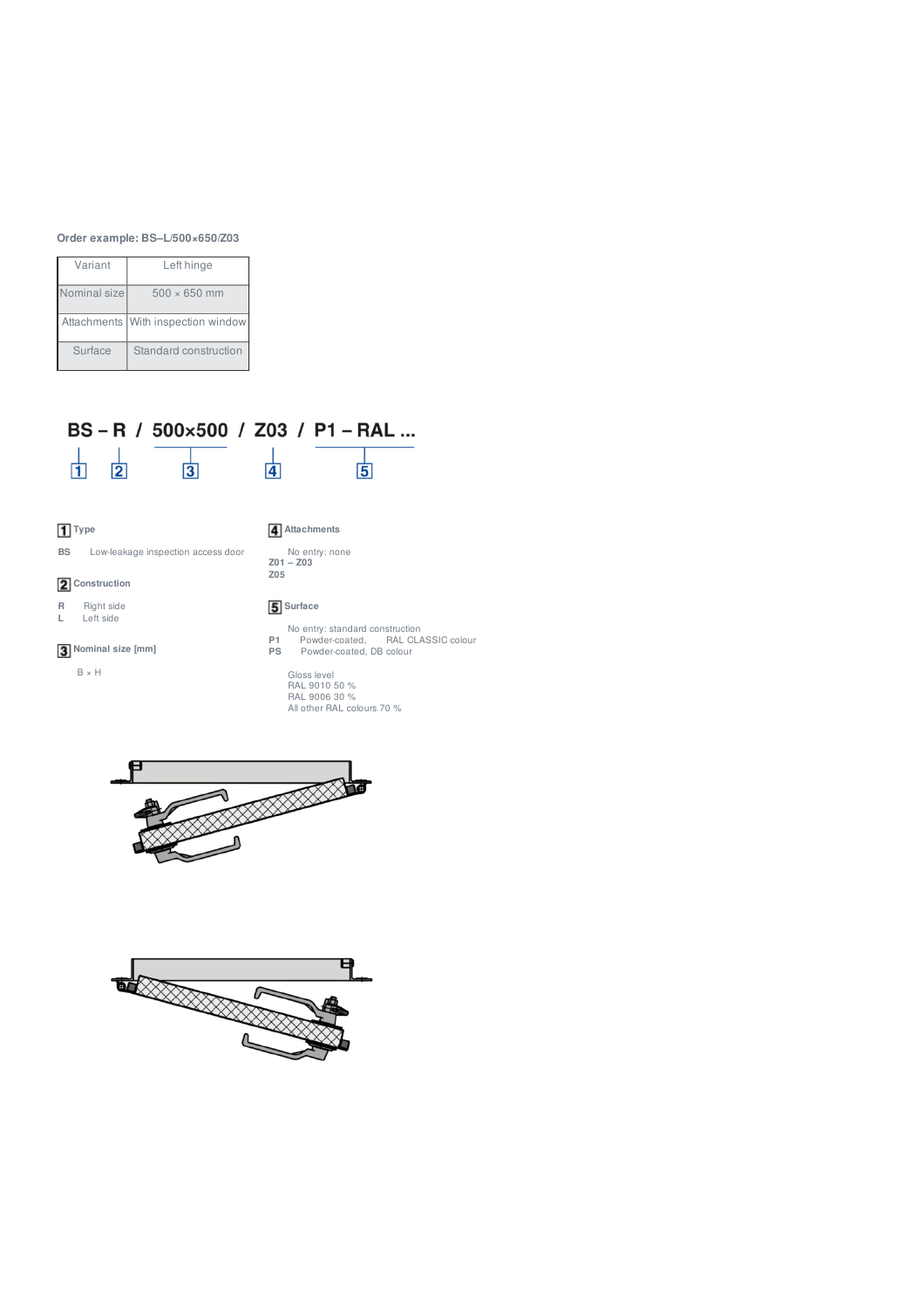**Order example: BS–L/500×650/Z03**

| Variant | Left hinge |
|---|---|
| Nominal size | 500 × 650 mm |
| Attachments | With inspection window |
| Surface | Standard construction |

**BS – R / 500×500 / Z03 / P1 – RAL ...**

1 2 3 4 5

**1 Type**

**BS** Low-leakage inspection access door

**2 Construction**

**R** Right side
**L** Left side

**3 Nominal size [mm]**

B × H

**4 Attachments**

No entry: none
**Z01 – Z03**
**Z05**

**5 Surface**

No entry: standard construction
**P1** Powder-coated, RAL CLASSIC colour
**PS** Powder-coated, DB colour

Gloss level
RAL 9010 50 %
RAL 9006 30 %
All other RAL colours 70 %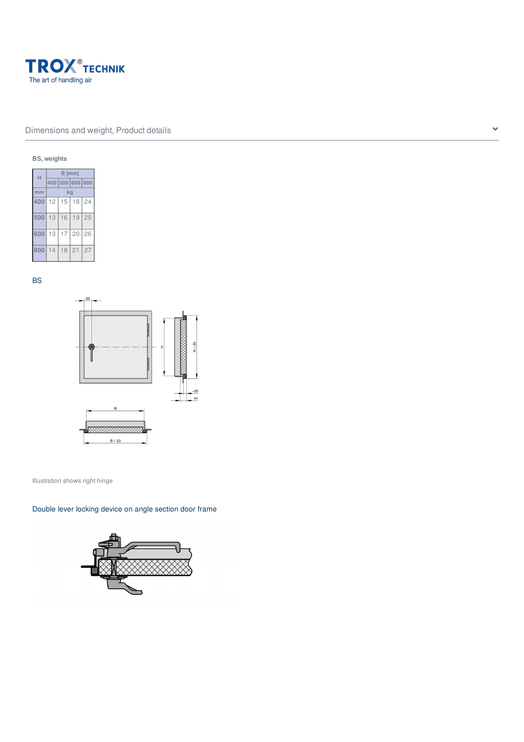## Dimensions and weight, Product details

**BS, weights**

| H | B [mm] | | | |
|---|---|---|---|---|
| | 400 | 500 | 600 | 800 |
| mm | kg | | | |
| 400 | 12 | 15 | 18 | 24 |
| 500 | 13 | 16 | 19 | 25 |
| 600 | 13 | 17 | 20 | 26 |
| 800 | 14 | 18 | 21 | 27 |

### BS

Illustration shows right hinge

### Double lever locking device on angle section door frame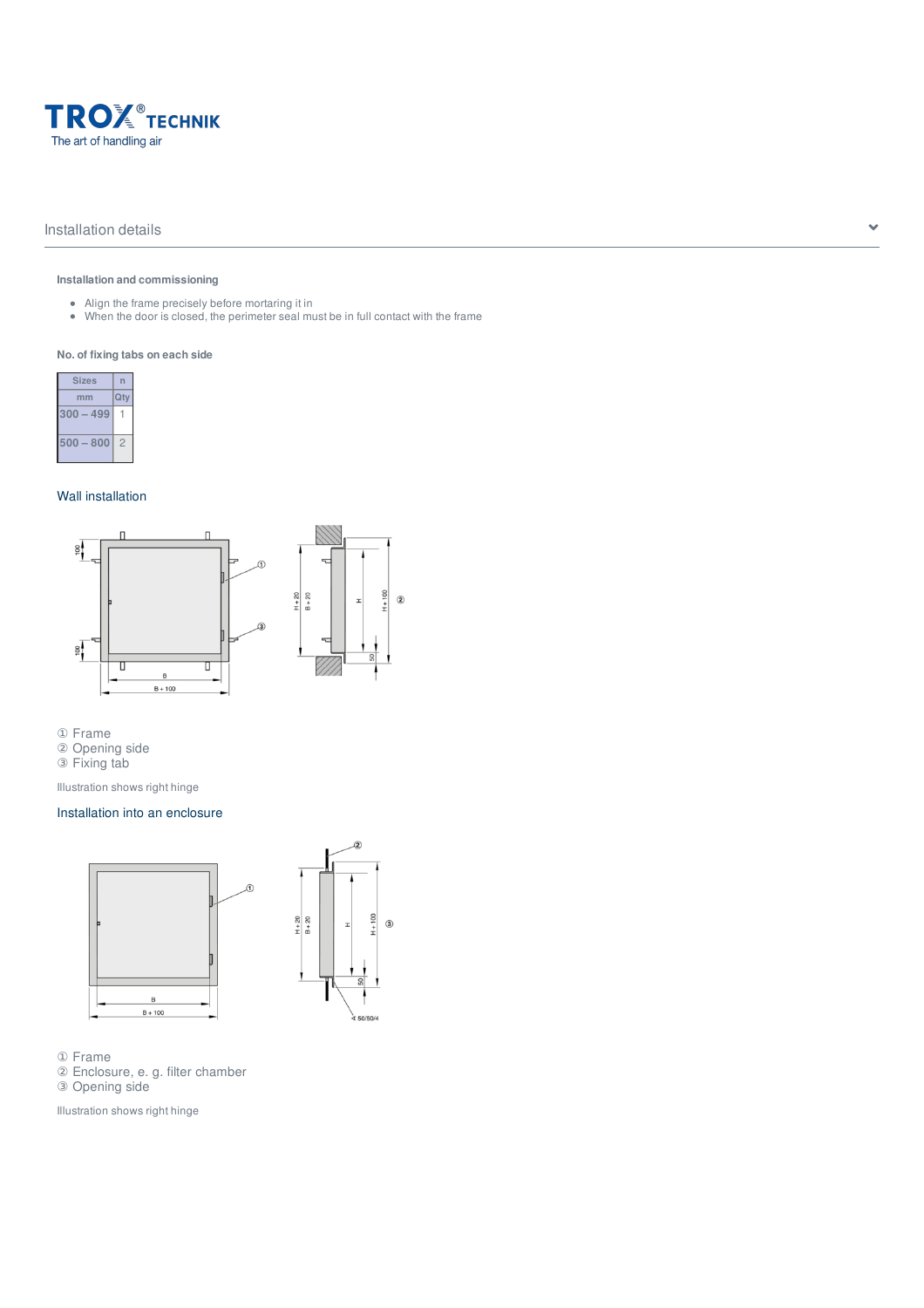## Installation details

### Installation and commissioning

- Align the frame precisely before mortaring it in
- When the door is closed, the perimeter seal must be in full contact with the frame

### No. of fixing tabs on each side

| Sizes | n |
|---|---|
| mm | Qty |
| 300 – 499 | 1 |
| 500 – 800 | 2 |

### Wall installation

100
100
①
③
B
B + 100
H + 20
B + 20
H
H + 100
50
②

① Frame
② Opening side
③ Fixing tab

Illustration shows right hinge

### Installation into an enclosure

①
B
B + 100
②
H + 20
B + 20
H
H + 100
50
③
∢ 50/50/4

① Frame
② Enclosure, e. g. filter chamber
③ Opening side

Illustration shows right hinge